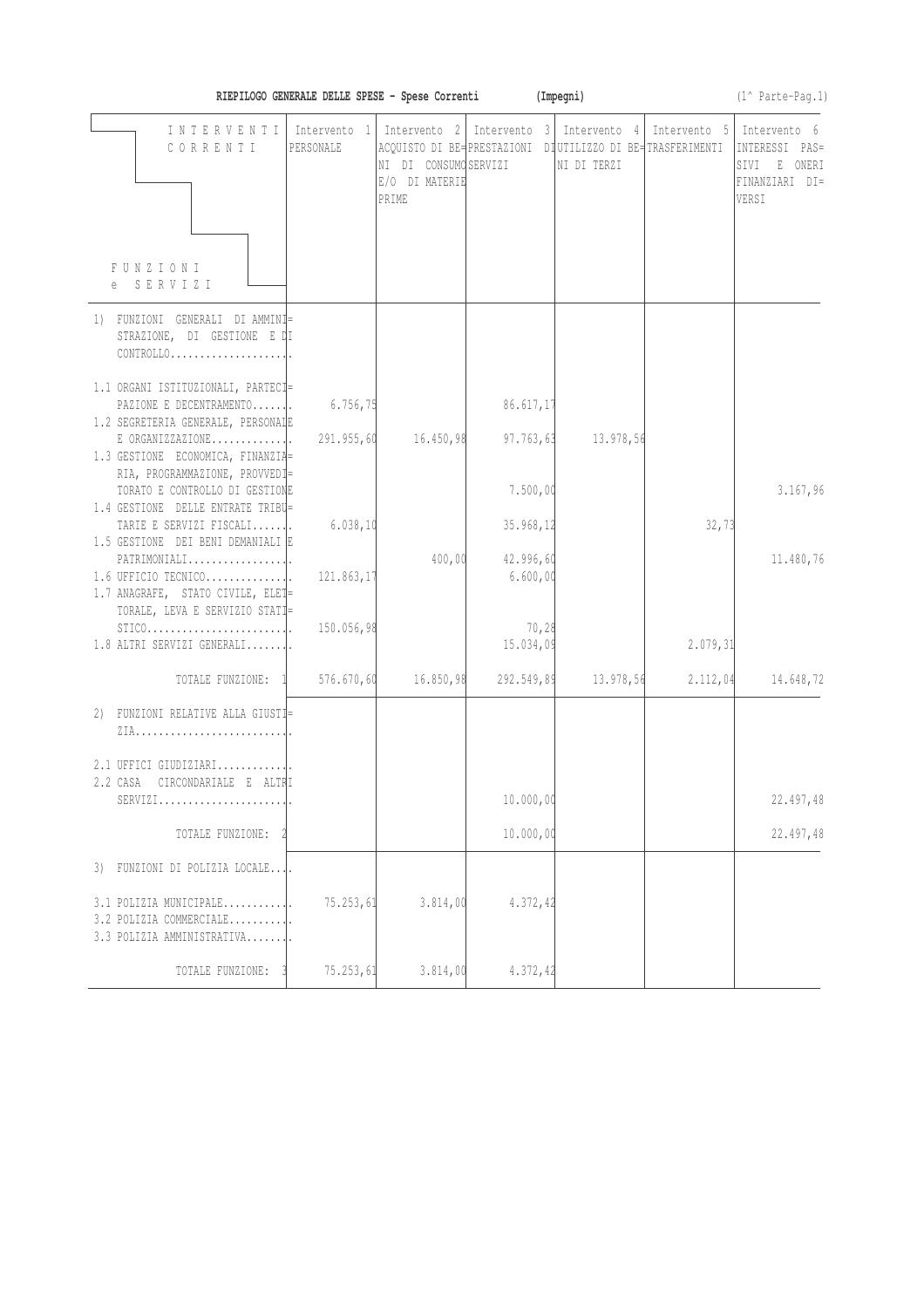RIEPILOGO GENERALE DELLE SPESE - Spese Correnti (Impegni) (1^ Parte-Pag.1)

| INTERVENTI CORRENTI / FUNZIONI e SERVIZI | Intervento 1 PERSONALE | Intervento 2 ACQUISTO DI BENI DI CONSUMO E/O DI MATERIE PRIME | Intervento 3 PRESTAZIONI DI SERVIZI | Intervento 4 UTILIZZO DI BENI DI TERZI | Intervento 5 TRASFERIMENTI | Intervento 6 INTERESSI PASSIVI E ONERI FINANZIARI DIVERSI |
|---|---|---|---|---|---|---|
| 1) FUNZIONI GENERALI DI AMMINISTRAZIONE, DI GESTIONE E DI CONTROLLO.................... | | | | | | |
| 1.1 ORGANI ISTITUZIONALI, PARTECIPAZIONE E DECENTRAMENTO....... | 6.756,75 | | 86.617,17 | | | |
| 1.2 SEGRETERIA GENERALE, PERSONALE E ORGANIZZAZIONE............. | 291.955,60 | 16.450,98 | 97.763,63 | 13.978,56 | | |
| 1.3 GESTIONE ECONOMICA, FINANZIARIA, PROGRAMMAZIONE, PROVVEDITORATO E CONTROLLO DI GESTIONE | | | 7.500,00 | | | 3.167,96 |
| 1.4 GESTIONE DELLE ENTRATE TRIBUTARIE E SERVIZI FISCALI....... | 6.038,10 | | 35.968,12 | | 32,73 | |
| 1.5 GESTIONE DEI BENI DEMANIALI E PATRIMONIALI................. | | 400,00 | 42.996,60 | | | 11.480,76 |
| 1.6 UFFICIO TECNICO.............. | 121.863,17 | | 6.600,00 | | | |
| 1.7 ANAGRAFE, STATO CIVILE, ELETTORALE, LEVA E SERVIZIO STATISTICO........................ | 150.056,98 | | 70,28 | | | |
| 1.8 ALTRI SERVIZI GENERALI........ | | | 15.034,09 | | 2.079,31 | |
| TOTALE FUNZIONE: 1 | 576.670,60 | 16.850,98 | 292.549,89 | 13.978,56 | 2.112,04 | 14.648,72 |
| 2) FUNZIONI RELATIVE ALLA GIUSTIZIA.......................... | | | | | | |
| 2.1 UFFICI GIUDIZIARI............ | | | | | | |
| 2.2 CASA CIRCONDARIALE E ALTRI SERVIZI...................... | | | 10.000,00 | | | 22.497,48 |
| TOTALE FUNZIONE: 2 | | | 10.000,00 | | | 22.497,48 |
| 3) FUNZIONI DI POLIZIA LOCALE.... | | | | | | |
| 3.1 POLIZIA MUNICIPALE........... | 75.253,61 | 3.814,00 | 4.372,42 | | | |
| 3.2 POLIZIA COMMERCIALE.......... | | | | | | |
| 3.3 POLIZIA AMMINISTRATIVA........ | | | | | | |
| TOTALE FUNZIONE: 3 | 75.253,61 | 3.814,00 | 4.372,42 | | | |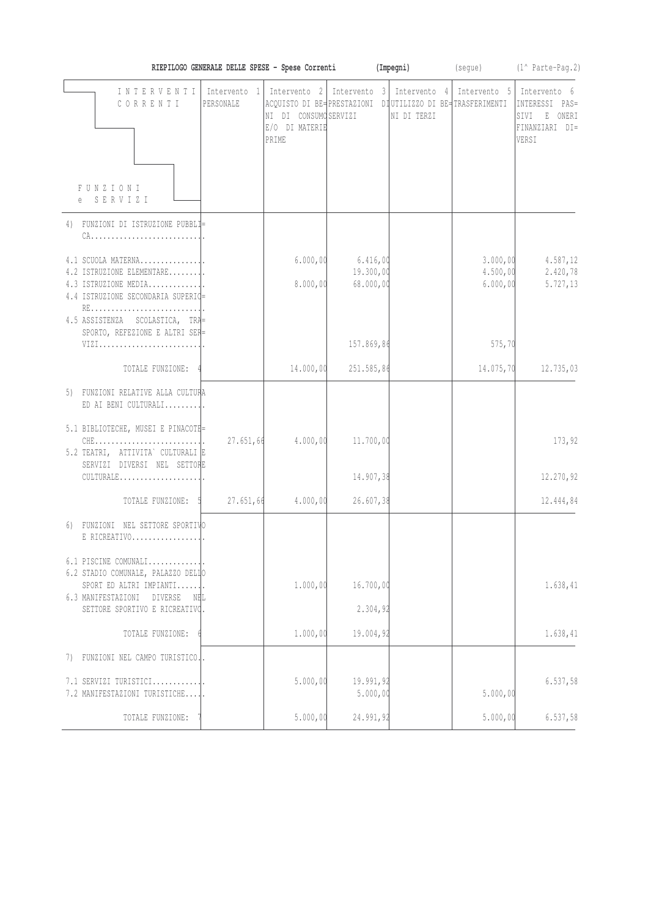**RIEPILOGO GENERALE DELLE SPESE - Spese Correnti (Impegni)** (segue) (1^ Parte-Pag.2)

| INTERVENTI CORRENTI / FUNZIONI e SERVIZI | Intervento 1 PERSONALE | Intervento 2 ACQUISTO DI BENI DI CONSUMO E/O DI MATERIE PRIME | Intervento 3 PRESTAZIONI DI SERVIZI | Intervento 4 UTILIZZO DI BENI DI TERZI | Intervento 5 TRASFERIMENTI | Intervento 6 INTERESSI PASSIVI E ONERI FINANZIARI DIVERSI |
|---|---|---|---|---|---|---|
| 4) FUNZIONI DI ISTRUZIONE PUBBLICA | | | | | | |
| 4.1 SCUOLA MATERNA | | 6.000,00 | 6.416,00 | | 3.000,00 | 4.587,12 |
| 4.2 ISTRUZIONE ELEMENTARE | | | 19.300,00 | | 4.500,00 | 2.420,78 |
| 4.3 ISTRUZIONE MEDIA | | 8.000,00 | 68.000,00 | | 6.000,00 | 5.727,13 |
| 4.4 ISTRUZIONE SECONDARIA SUPERIORE | | | | | | |
| 4.5 ASSISTENZA SCOLASTICA, TRASPORTO, REFEZIONE E ALTRI SERVIZI | | | 157.869,86 | | 575,70 | |
| TOTALE FUNZIONE: 4 | | 14.000,00 | 251.585,86 | | 14.075,70 | 12.735,03 |
| 5) FUNZIONI RELATIVE ALLA CULTURA ED AI BENI CULTURALI | | | | | | |
| 5.1 BIBLIOTECHE, MUSEI E PINACOTECHE | 27.651,66 | 4.000,00 | 11.700,00 | | | 173,92 |
| 5.2 TEATRI, ATTIVITA' CULTURALI E SERVIZI DIVERSI NEL SETTORE CULTURALE | | | 14.907,38 | | | 12.270,92 |
| TOTALE FUNZIONE: 5 | 27.651,66 | 4.000,00 | 26.607,38 | | | 12.444,84 |
| 6) FUNZIONI NEL SETTORE SPORTIVO E RICREATIVO | | | | | | |
| 6.1 PISCINE COMUNALI | | | | | | |
| 6.2 STADIO COMUNALE, PALAZZO DELLO SPORT ED ALTRI IMPIANTI | | 1.000,00 | 16.700,00 | | | 1.638,41 |
| 6.3 MANIFESTAZIONI DIVERSE NEL SETTORE SPORTIVO E RICREATIVO | | | 2.304,92 | | | |
| TOTALE FUNZIONE: 6 | | 1.000,00 | 19.004,92 | | | 1.638,41 |
| 7) FUNZIONI NEL CAMPO TURISTICO | | | | | | |
| 7.1 SERVIZI TURISTICI | | 5.000,00 | 19.991,92 | | | 6.537,58 |
| 7.2 MANIFESTAZIONI TURISTICHE | | | 5.000,00 | | 5.000,00 | |
| TOTALE FUNZIONE: 7 | | 5.000,00 | 24.991,92 | | 5.000,00 | 6.537,58 |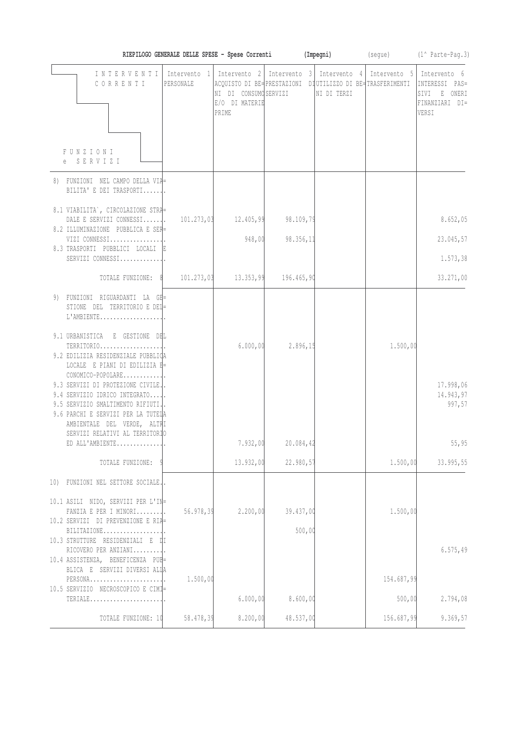**RIEPILOGO GENERALE DELLE SPESE - Spese Correnti (Impegni)** (segue) (1^ Parte-Pag.3)

| INTERVENTI CORRENTI / FUNZIONI e SERVIZI | Intervento 1 PERSONALE | Intervento 2 ACQUISTO DI BENI DI CONSUMO E/O DI MATERIE PRIME | Intervento 3 PRESTAZIONI DI SERVIZI | Intervento 4 UTILIZZO DI BENI DI TERZI | Intervento 5 TRASFERIMENTI | Intervento 6 INTERESSI PASSIVI E ONERI FINANZIARI DIVERSI |
|---|---|---|---|---|---|---|
| 8) FUNZIONI NEL CAMPO DELLA VIABILITA' E DEI TRASPORTI....... | | | | | | |
| 8.1 VIABILITA`, CIRCOLAZIONE STRADALE E SERVIZI CONNESSI....... | 101.273,03 | 12.405,99 | 98.109,79 | | | 8.652,05 |
| 8.2 ILLUMINAZIONE PUBBLICA E SERVIZI CONNESSI................. | | 948,00 | 98.356,11 | | | 23.045,57 |
| 8.3 TRASPORTI PUBBLICI LOCALI E SERVIZI CONNESSI............. | | | | | | 1.573,38 |
| TOTALE FUNZIONE: 8 | 101.273,03 | 13.353,99 | 196.465,90 | | | 33.271,00 |
| 9) FUNZIONI RIGUARDANTI LA GESTIONE DEL TERRITORIO E DELL'AMBIENTE.................... | | | | | | |
| 9.1 URBANISTICA E GESTIONE DEL TERRITORIO................... | | 6.000,00 | 2.896,15 | | 1.500,00 | |
| 9.2 EDILIZIA RESIDENZIALE PUBBLICA LOCALE E PIANI DI EDILIZIA ECONOMICO-POPOLARE............ | | | | | | |
| 9.3 SERVIZI DI PROTEZIONE CIVILE.. | | | | | | 17.998,06 |
| 9.4 SERVIZIO IDRICO INTEGRATO..... | | | | | | 14.943,97 |
| 9.5 SERVIZIO SMALTIMENTO RIFIUTI.. | | | | | | 997,57 |
| 9.6 PARCHI E SERVIZI PER LA TUTELA AMBIENTALE DEL VERDE, ALTRI SERVIZI RELATIVI AL TERRITORIO ED ALL'AMBIENTE.............. | | 7.932,00 | 20.084,42 | | | 55,95 |
| TOTALE FUNZIONE: 9 | | 13.932,00 | 22.980,57 | | 1.500,00 | 33.995,55 |
| 10) FUNZIONI NEL SETTORE SOCIALE.. | | | | | | |
| 10.1 ASILI NIDO, SERVIZI PER L'INFANZIA E PER I MINORI......... | 56.978,39 | 2.200,00 | 39.437,00 | | 1.500,00 | |
| 10.2 SERVIZI DI PREVENZIONE E RIABILITAZIONE.................. | | | 500,00 | | | |
| 10.3 STRUTTURE RESIDENZIALI E DI RICOVERO PER ANZIANI.......... | | | | | | 6.575,49 |
| 10.4 ASSISTENZA, BENEFICENZA PUBBLICA E SERVIZI DIVERSI ALLA PERSONA....................... | 1.500,00 | | | | 154.687,99 | |
| 10.5 SERVIZIO NECROSCOPICO E CIMITERIALE....................... | | 6.000,00 | 8.600,00 | | 500,00 | 2.794,08 |
| TOTALE FUNZIONE: 10 | 58.478,39 | 8.200,00 | 48.537,00 | | 156.687,99 | 9.369,57 |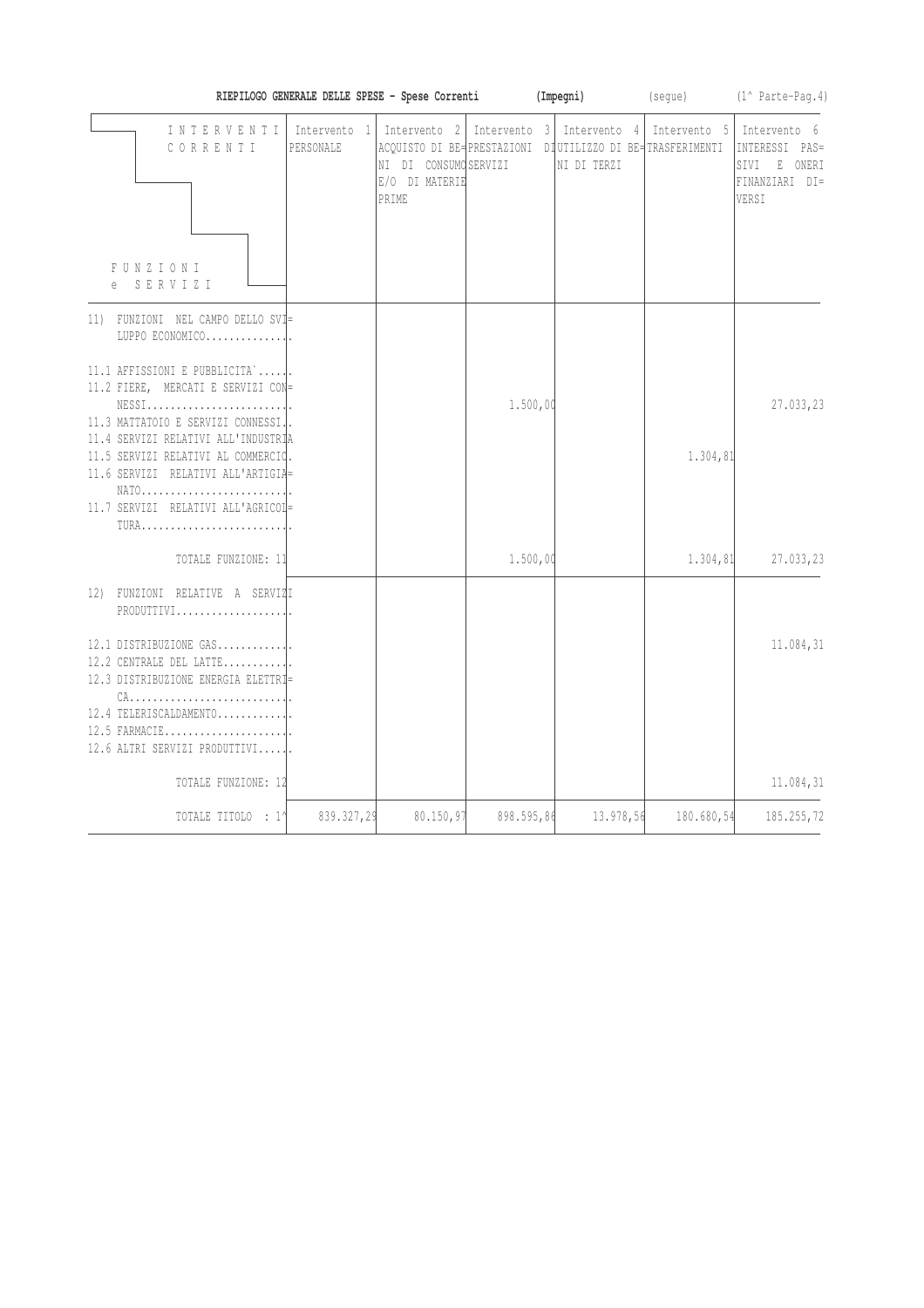**RIEPILOGO GENERALE DELLE SPESE - Spese Correnti (Impegni)** (segue)

| INTERVENTI CORRENTI / FUNZIONI e SERVIZI | Intervento 1 PERSONALE | Intervento 2 ACQUISTO DI BENI DI CONSUMO E/O DI MATERIE PRIME | Intervento 3 PRESTAZIONI DI SERVIZI | Intervento 4 UTILIZZO DI BENI DI TERZI | Intervento 5 TRASFERIMENTI | Intervento 6 INTERESSI PASSIVI E ONERI FINANZIARI DIVERSI |
|---|---|---|---|---|---|---|
| 11) FUNZIONI NEL CAMPO DELLO SVILUPPO ECONOMICO............... | | | | | | |
| 11.1 AFFISSIONI E PUBBLICITA`....... | | | | | | |
| 11.2 FIERE, MERCATI E SERVIZI CONNESSI........................ | | | 1.500,00 | | | 27.033,23 |
| 11.3 MATTATOIO E SERVIZI CONNESSI.. | | | | | | |
| 11.4 SERVIZI RELATIVI ALL'INDUSTRIA | | | | | | |
| 11.5 SERVIZI RELATIVI AL COMMERCIO. | | | | | 1.304,81 | |
| 11.6 SERVIZI RELATIVI ALL'ARTIGIANATO.......................... | | | | | | |
| 11.7 SERVIZI RELATIVI ALL'AGRICOLTURA.......................... | | | | | | |
| TOTALE FUNZIONE: 11 | | | 1.500,00 | | 1.304,81 | 27.033,23 |
| 12) FUNZIONI RELATIVE A SERVIZI PRODUTTIVI.................... | | | | | | |
| 12.1 DISTRIBUZIONE GAS............. | | | | | | 11.084,31 |
| 12.2 CENTRALE DEL LATTE............ | | | | | | |
| 12.3 DISTRIBUZIONE ENERGIA ELETTRICA........................... | | | | | | |
| 12.4 TELERISCALDAMENTO............. | | | | | | |
| 12.5 FARMACIE...................... | | | | | | |
| 12.6 ALTRI SERVIZI PRODUTTIVI...... | | | | | | |
| TOTALE FUNZIONE: 12 | | | | | | 11.084,31 |
| TOTALE TITOLO : 1^ | 839.327,29 | 80.150,97 | 898.595,86 | 13.978,56 | 180.680,54 | 185.255,72 |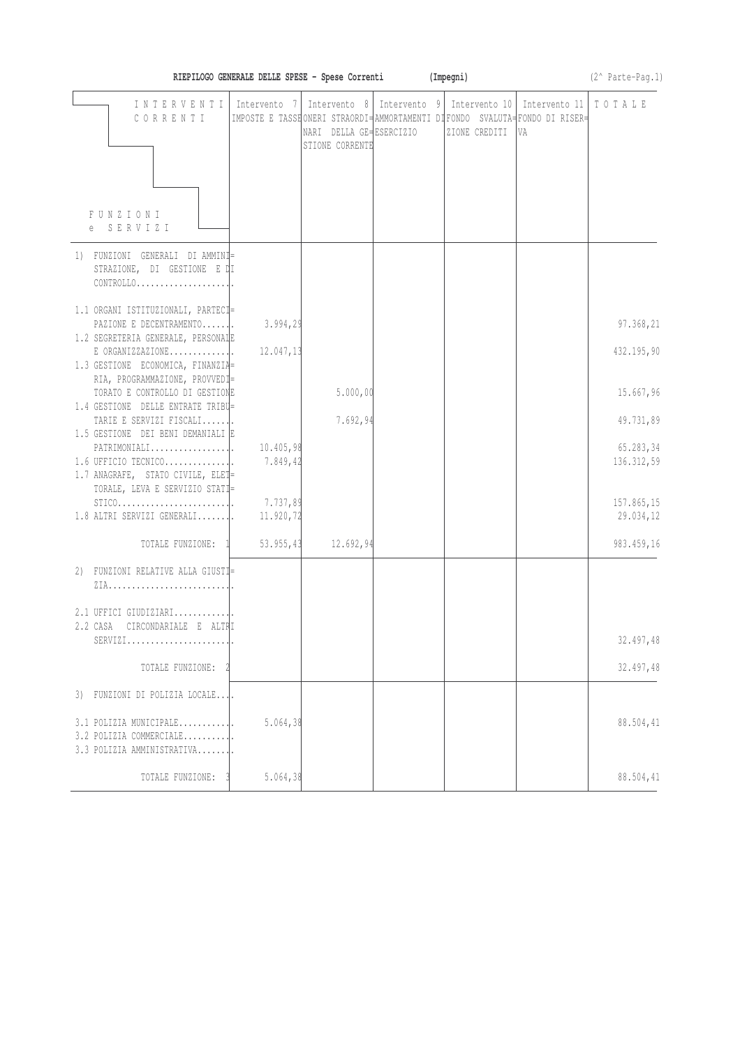**RIEPILOGO GENERALE DELLE SPESE - Spese Correnti (Impegni)** (2^ Parte-Pag.1)

| INTERVENTI CORRENTI / FUNZIONI e SERVIZI | Intervento 7 IMPOSTE E TASSE | Intervento 8 ONERI STRAORDINARI DELLA GESTIONE CORRENTE | Intervento 9 AMMORTAMENTI DI ESERCIZIO | Intervento 10 FONDO SVALUTAZIONE CREDITI | Intervento 11 FONDO DI RISERVA | TOTALE |
|---|---|---|---|---|---|---|
| 1) FUNZIONI GENERALI DI AMMINISTRAZIONE, DI GESTIONE E DI CONTROLLO.................... | | | | | | |
| 1.1 ORGANI ISTITUZIONALI, PARTECIPAZIONE E DECENTRAMENTO....... | 3.994,29 | | | | | 97.368,21 |
| 1.2 SEGRETERIA GENERALE, PERSONALE E ORGANIZZAZIONE............. | 12.047,13 | | | | | 432.195,90 |
| 1.3 GESTIONE ECONOMICA, FINANZIARIA, PROGRAMMAZIONE, PROVVEDITORATO E CONTROLLO DI GESTIONE | | 5.000,00 | | | | 15.667,96 |
| 1.4 GESTIONE DELLE ENTRATE TRIBUTARIE E SERVIZI FISCALI....... | | 7.692,94 | | | | 49.731,89 |
| 1.5 GESTIONE DEI BENI DEMANIALI E PATRIMONIALI................. | 10.405,98 | | | | | 65.283,34 |
| 1.6 UFFICIO TECNICO.............. | 7.849,42 | | | | | 136.312,59 |
| 1.7 ANAGRAFE, STATO CIVILE, ELETTORALE, LEVA E SERVIZIO STATISTICO........................ | 7.737,89 | | | | | 157.865,15 |
| 1.8 ALTRI SERVIZI GENERALI........ | 11.920,72 | | | | | 29.034,12 |
| TOTALE FUNZIONE: 1 | 53.955,43 | 12.692,94 | | | | 983.459,16 |
| 2) FUNZIONI RELATIVE ALLA GIUSTIZIA.......................... | | | | | | |
| 2.1 UFFICI GIUDIZIARI............ | | | | | | |
| 2.2 CASA CIRCONDARIALE E ALTRI SERVIZI...................... | | | | | | 32.497,48 |
| TOTALE FUNZIONE: 2 | | | | | | 32.497,48 |
| 3) FUNZIONI DI POLIZIA LOCALE.... | | | | | | |
| 3.1 POLIZIA MUNICIPALE........... | 5.064,38 | | | | | 88.504,41 |
| 3.2 POLIZIA COMMERCIALE.......... | | | | | | |
| 3.3 POLIZIA AMMINISTRATIVA........ | | | | | | |
| TOTALE FUNZIONE: 3 | 5.064,38 | | | | | 88.504,41 |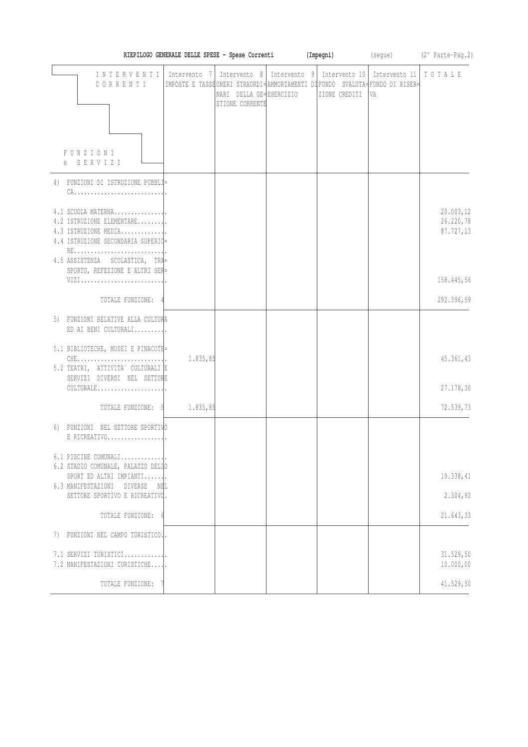**RIEPILOGO GENERALE DELLE SPESE - Spese Correnti** **(Impegni)** (segue) (2^ Parte-Pag.2)

| INTERVENTI CORRENTI / FUNZIONI e SERVIZI | Intervento 7 IMPOSTE E TASSE | Intervento 8 ONERI STRAORDINARI DELLA GESTIONE CORRENTE | Intervento 9 AMMORTAMENTI DI ESERCIZIO | Intervento 10 FONDO SVALUTAZIONE CREDITI | Intervento 11 FONDO DI RISERVA | TOTALE |
|---|---|---|---|---|---|---|
| 4) FUNZIONI DI ISTRUZIONE PUBBLICA | | | | | | |
| 4.1 SCUOLA MATERNA | | | | | | 20.003,12 |
| 4.2 ISTRUZIONE ELEMENTARE | | | | | | 26.220,78 |
| 4.3 ISTRUZIONE MEDIA | | | | | | 87.727,13 |
| 4.4 ISTRUZIONE SECONDARIA SUPERIORE | | | | | | |
| 4.5 ASSISTENZA SCOLASTICA, TRASPORTO, REFEZIONE E ALTRI SERVIZI | | | | | | 158.445,56 |
| TOTALE FUNZIONE: 4 | | | | | | 292.396,59 |
| 5) FUNZIONI RELATIVE ALLA CULTURA ED AI BENI CULTURALI | | | | | | |
| 5.1 BIBLIOTECHE, MUSEI E PINACOTECHE | 1.835,85 | | | | | 45.361,43 |
| 5.2 TEATRI, ATTIVITA' CULTURALI E SERVIZI DIVERSI NEL SETTORE CULTURALE | | | | | | 27.178,30 |
| TOTALE FUNZIONE: 5 | 1.835,85 | | | | | 72.539,73 |
| 6) FUNZIONI NEL SETTORE SPORTIVO E RICREATIVO | | | | | | |
| 6.1 PISCINE COMUNALI | | | | | | |
| 6.2 STADIO COMUNALE, PALAZZO DELLO SPORT ED ALTRI IMPIANTI | | | | | | 19.338,41 |
| 6.3 MANIFESTAZIONI DIVERSE NEL SETTORE SPORTIVO E RICREATIVO | | | | | | 2.304,92 |
| TOTALE FUNZIONE: 6 | | | | | | 21.643,33 |
| 7) FUNZIONI NEL CAMPO TURISTICO | | | | | | |
| 7.1 SERVIZI TURISTICI | | | | | | 31.529,50 |
| 7.2 MANIFESTAZIONI TURISTICHE | | | | | | 10.000,00 |
| TOTALE FUNZIONE: 7 | | | | | | 41.529,50 |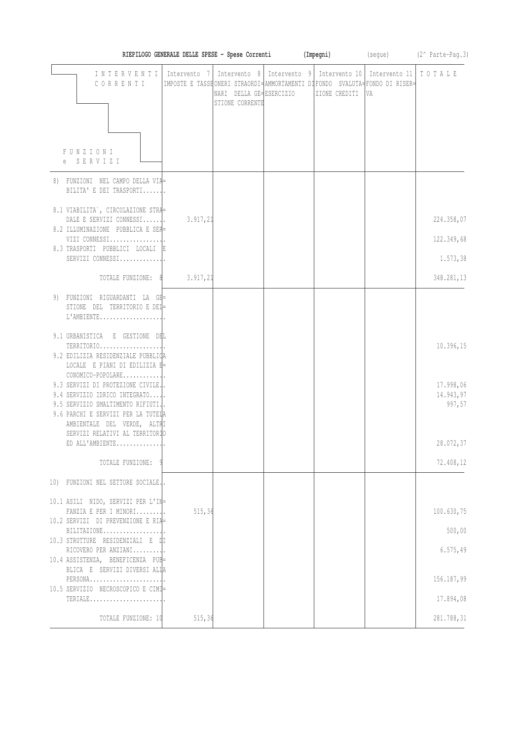**RIEPILOGO GENERALE DELLE SPESE - Spese Correnti (Impegni)** (segue) (2^ Parte-Pag.3)

| INTERVENTI CORRENTI / FUNZIONI e SERVIZI | Intervento 7 IMPOSTE E TASSE | Intervento 8 ONERI STRAORDINARI DELLA GESTIONE CORRENTE | Intervento 9 AMMORTAMENTI DI ESERCIZIO | Intervento 10 FONDO SVALUTAZIONE CREDITI | Intervento 11 FONDO DI RISERVA | TOTALE |
|---|---|---|---|---|---|---|
| 8) FUNZIONI NEL CAMPO DELLA VIABILITA' E DEI TRASPORTI....... | | | | | | |
| 8.1 VIABILITA`, CIRCOLAZIONE STRADALE E SERVIZI CONNESSI....... | 3.917,21 | | | | | 224.358,07 |
| 8.2 ILLUMINAZIONE PUBBLICA E SERVIZI CONNESSI................. | | | | | | 122.349,68 |
| 8.3 TRASPORTI PUBBLICI LOCALI E SERVIZI CONNESSI.............. | | | | | | 1.573,38 |
| TOTALE FUNZIONE: 8 | 3.917,21 | | | | | 348.281,13 |
| 9) FUNZIONI RIGUARDANTI LA GESTIONE DEL TERRITORIO E DELL'AMBIENTE.................... | | | | | | |
| 9.1 URBANISTICA E GESTIONE DEL TERRITORIO.................... | | | | | | 10.396,15 |
| 9.2 EDILIZIA RESIDENZIALE PUBBLICA LOCALE E PIANI DI EDILIZIA ECONOMICO-POPOLARE............ | | | | | | |
| 9.3 SERVIZI DI PROTEZIONE CIVILE.. | | | | | | 17.998,06 |
| 9.4 SERVIZIO IDRICO INTEGRATO..... | | | | | | 14.943,97 |
| 9.5 SERVIZIO SMALTIMENTO RIFIUTI.. | | | | | | 997,57 |
| 9.6 PARCHI E SERVIZI PER LA TUTELA AMBIENTALE DEL VERDE, ALTRI SERVIZI RELATIVI AL TERRITORIO ED ALL'AMBIENTE............... | | | | | | 28.072,37 |
| TOTALE FUNZIONE: 9 | | | | | | 72.408,12 |
| 10) FUNZIONI NEL SETTORE SOCIALE.. | | | | | | |
| 10.1 ASILI NIDO, SERVIZI PER L'INFANZIA E PER I MINORI......... | 515,36 | | | | | 100.630,75 |
| 10.2 SERVIZI DI PREVENZIONE E RIABILITAZIONE.................. | | | | | | 500,00 |
| 10.3 STRUTTURE RESIDENZIALI E DI RICOVERO PER ANZIANI.......... | | | | | | 6.575,49 |
| 10.4 ASSISTENZA, BENEFICENZA PUBBLICA E SERVIZI DIVERSI ALLA PERSONA...................... | | | | | | 156.187,99 |
| 10.5 SERVIZIO NECROSCOPICO E CIMITERIALE...................... | | | | | | 17.894,08 |
| TOTALE FUNZIONE: 10 | 515,36 | | | | | 281.788,31 |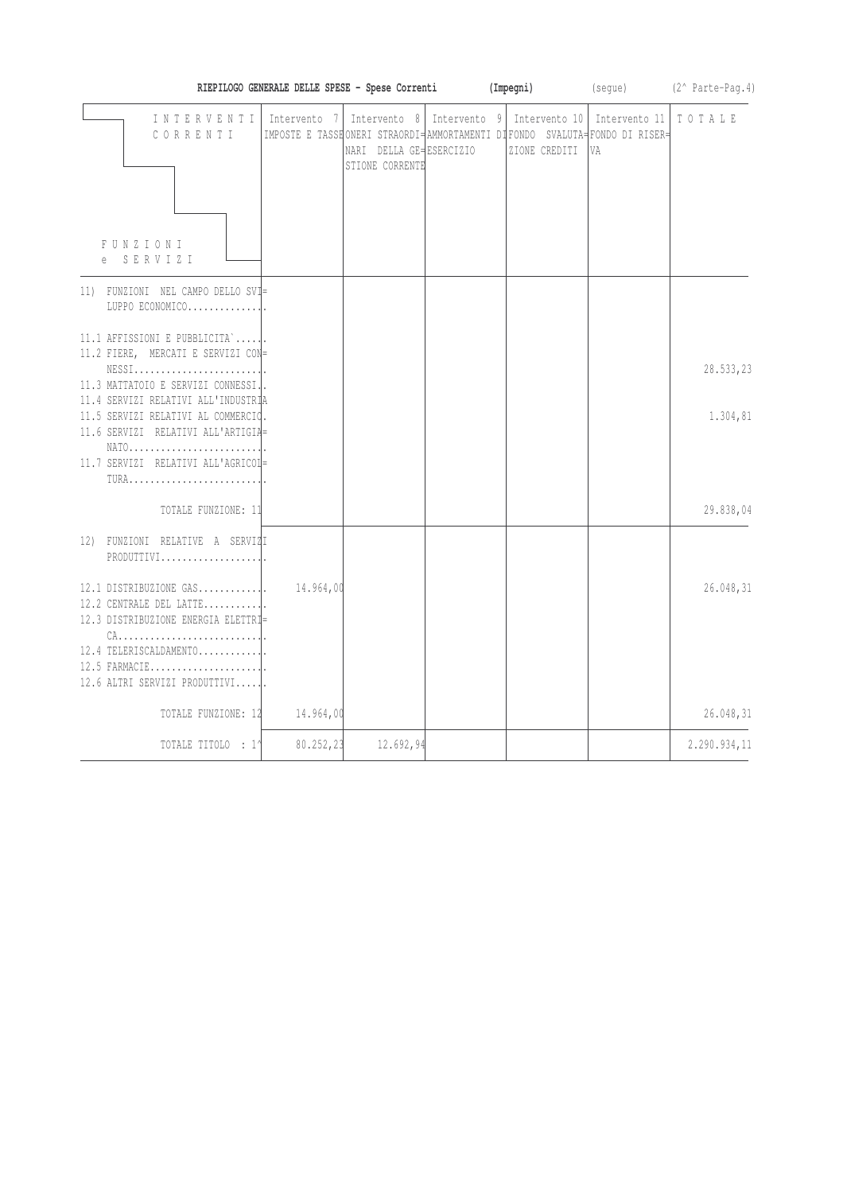**RIEPILOGO GENERALE DELLE SPESE - Spese Correnti (Impegni)** (segue) (2^ Parte-Pag.4)

| INTERVENTI CORRENTI / FUNZIONI e SERVIZI | Intervento 7 IMPOSTE E TASSE | Intervento 8 ONERI STRAORDINARI DELLA GESTIONE CORRENTE | Intervento 9 AMMORTAMENTI DI ESERCIZIO | Intervento 10 FONDO SVALUTAZIONE CREDITI | Intervento 11 FONDO DI RISERVA | TOTALE |
|---|---|---|---|---|---|---|
| 11) FUNZIONI NEL CAMPO DELLO SVILUPPO ECONOMICO.............. | | | | | | |
| 11.1 AFFISSIONI E PUBBLICITA`...... | | | | | | |
| 11.2 FIERE, MERCATI E SERVIZI CONNESSI........................ | | | | | | 28.533,23 |
| 11.3 MATTATOIO E SERVIZI CONNESSI.. | | | | | | |
| 11.4 SERVIZI RELATIVI ALL'INDUSTRIA | | | | | | |
| 11.5 SERVIZI RELATIVI AL COMMERCIO. | | | | | | 1.304,81 |
| 11.6 SERVIZI RELATIVI ALL'ARTIGIANATO......................... | | | | | | |
| 11.7 SERVIZI RELATIVI ALL'AGRICOLTURA......................... | | | | | | |
| TOTALE FUNZIONE: 11 | | | | | | 29.838,04 |
| 12) FUNZIONI RELATIVE A SERVIZI PRODUTTIVI................... | | | | | | |
| 12.1 DISTRIBUZIONE GAS............ | 14.964,00 | | | | | 26.048,31 |
| 12.2 CENTRALE DEL LATTE........... | | | | | | |
| 12.3 DISTRIBUZIONE ENERGIA ELETTRICA........................... | | | | | | |
| 12.4 TELERISCALDAMENTO............ | | | | | | |
| 12.5 FARMACIE..................... | | | | | | |
| 12.6 ALTRI SERVIZI PRODUTTIVI...... | | | | | | |
| TOTALE FUNZIONE: 12 | 14.964,00 | | | | | 26.048,31 |
| TOTALE TITOLO : 1^ | 80.252,23 | 12.692,94 | | | | 2.290.934,11 |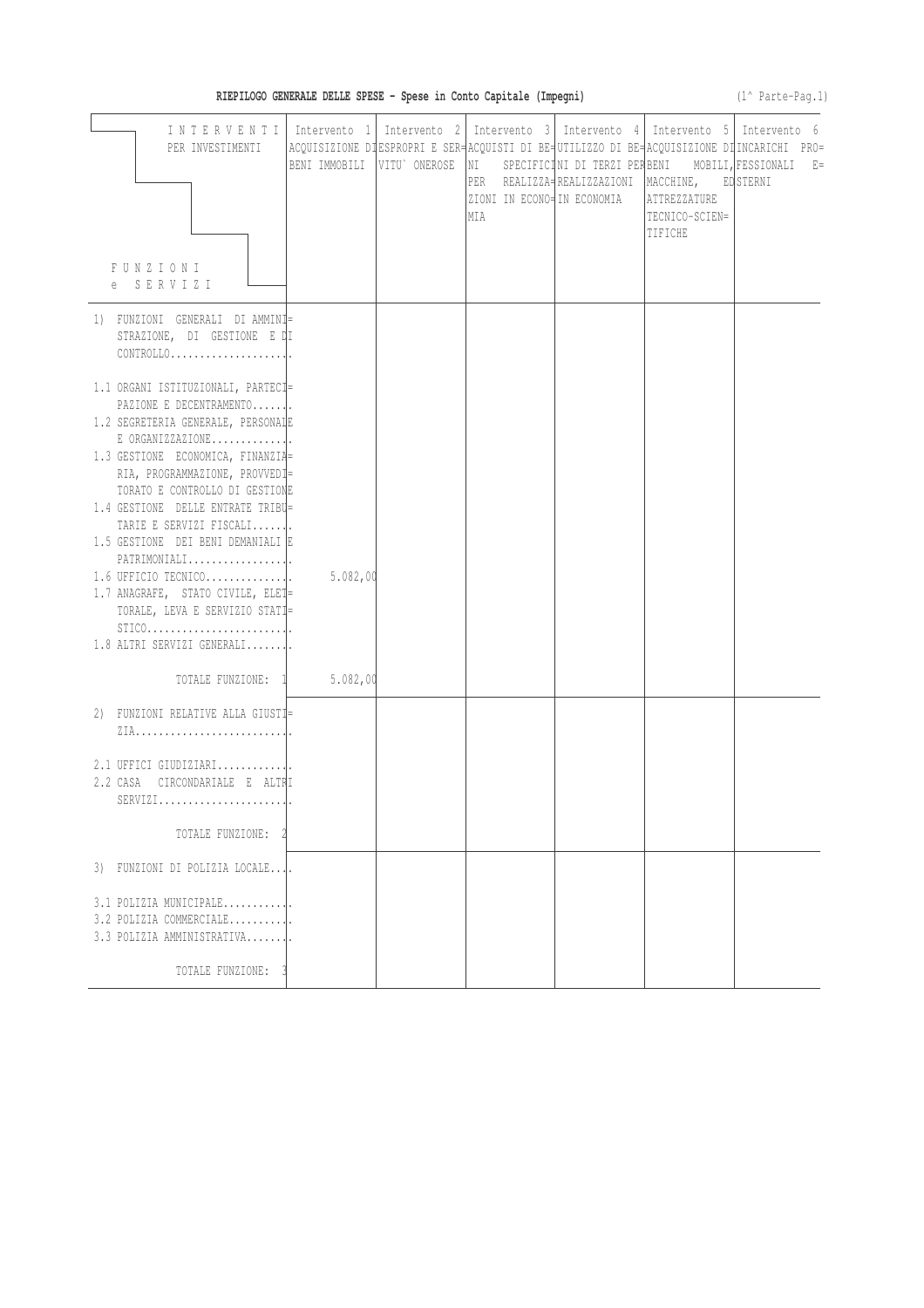**RIEPILOGO GENERALE DELLE SPESE - Spese in Conto Capitale (Impegni)** (1^ Parte-Pag.1)

| INTERVENTI PER INVESTIMENTI / FUNZIONI e SERVIZI | Intervento 1 ACQUISIZIONE DI BENI IMMOBILI | Intervento 2 ESPROPRI E SERVITU` ONEROSE | Intervento 3 ACQUISTI DI BENI SPECIFICI PER REALIZZAZIONI IN ECONOMIA | Intervento 4 UTILIZZO DI BENI DI TERZI PER REALIZZAZIONI IN ECONOMIA | Intervento 5 ACQUISIZIONE DI BENI MOBILI, MACCHINE, ED ATTREZZATURE TECNICO-SCIENTIFICHE | Intervento 6 INCARICHI PROFESSIONALI ESTERNI |
|---|---|---|---|---|---|---|
| 1) FUNZIONI GENERALI DI AMMINISTRAZIONE, DI GESTIONE E DI CONTROLLO.................... | | | | | | |
| 1.1 ORGANI ISTITUZIONALI, PARTECIPAZIONE E DECENTRAMENTO....... | | | | | | |
| 1.2 SEGRETERIA GENERALE, PERSONALE E ORGANIZZAZIONE.............. | | | | | | |
| 1.3 GESTIONE ECONOMICA, FINANZIARIA, PROGRAMMAZIONE, PROVVEDITORATO E CONTROLLO DI GESTIONE | | | | | | |
| 1.4 GESTIONE DELLE ENTRATE TRIBUTARIE E SERVIZI FISCALI....... | | | | | | |
| 1.5 GESTIONE DEI BENI DEMANIALI E PATRIMONIALI.................. | | | | | | |
| 1.6 UFFICIO TECNICO.............. | 5.082,00 | | | | | |
| 1.7 ANAGRAFE, STATO CIVILE, ELETTORALE, LEVA E SERVIZIO STATISTICO........................ | | | | | | |
| 1.8 ALTRI SERVIZI GENERALI........ | | | | | | |
| TOTALE FUNZIONE: 1 | 5.082,00 | | | | | |
| 2) FUNZIONI RELATIVE ALLA GIUSTIZIA.......................... | | | | | | |
| 2.1 UFFICI GIUDIZIARI............ | | | | | | |
| 2.2 CASA CIRCONDARIALE E ALTRI SERVIZI...................... | | | | | | |
| TOTALE FUNZIONE: 2 | | | | | | |
| 3) FUNZIONI DI POLIZIA LOCALE.... | | | | | | |
| 3.1 POLIZIA MUNICIPALE........... | | | | | | |
| 3.2 POLIZIA COMMERCIALE.......... | | | | | | |
| 3.3 POLIZIA AMMINISTRATIVA........ | | | | | | |
| TOTALE FUNZIONE: 3 | | | | | | |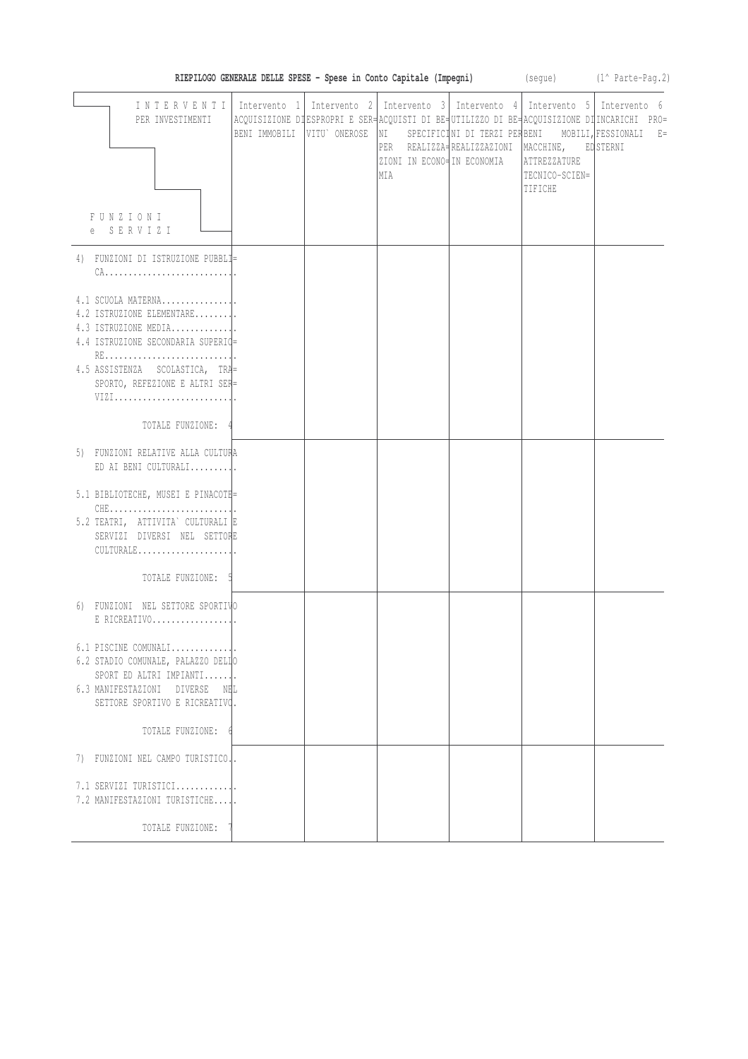**RIEPILOGO GENERALE DELLE SPESE - Spese in Conto Capitale (Impegni)** (segue) (1^ Parte-Pag.2)

| INTERVENTI PER INVESTIMENTI / FUNZIONI e SERVIZI | Intervento 1 ACQUISIZIONE DI BENI IMMOBILI | Intervento 2 ESPROPRI E SERVITU` ONEROSE | Intervento 3 ACQUISTI DI BENI SPECIFICI PER REALIZZAZIONI IN ECONOMIA | Intervento 4 UTILIZZO DI BENI DI TERZI PER REALIZZAZIONI IN ECONOMIA | Intervento 5 ACQUISIZIONE DI BENI MOBILI, MACCHINE, ED ATTREZZATURE TECNICO-SCIENTIFICHE | Intervento 6 INCARICHI PROFESSIONALI ESTERNI |
|---|---|---|---|---|---|---|
| 4) FUNZIONI DI ISTRUZIONE PUBBLICA........................... | | | | | | |
| 4.1 SCUOLA MATERNA................ | | | | | | |
| 4.2 ISTRUZIONE ELEMENTARE......... | | | | | | |
| 4.3 ISTRUZIONE MEDIA............. | | | | | | |
| 4.4 ISTRUZIONE SECONDARIA SUPERIORE........................... | | | | | | |
| 4.5 ASSISTENZA SCOLASTICA, TRASPORTO, REFEZIONE E ALTRI SERVIZI......................... | | | | | | |
| TOTALE FUNZIONE: 4 | | | | | | |
| 5) FUNZIONI RELATIVE ALLA CULTURA ED AI BENI CULTURALI.......... | | | | | | |
| 5.1 BIBLIOTECHE, MUSEI E PINACOTECHE.......................... | | | | | | |
| 5.2 TEATRI, ATTIVITA` CULTURALI E SERVIZI DIVERSI NEL SETTORE CULTURALE..................... | | | | | | |
| TOTALE FUNZIONE: 5 | | | | | | |
| 6) FUNZIONI NEL SETTORE SPORTIVO E RICREATIVO.................. | | | | | | |
| 6.1 PISCINE COMUNALI............. | | | | | | |
| 6.2 STADIO COMUNALE, PALAZZO DELLO SPORT ED ALTRI IMPIANTI....... | | | | | | |
| 6.3 MANIFESTAZIONI DIVERSE NEL SETTORE SPORTIVO E RICREATIVO. | | | | | | |
| TOTALE FUNZIONE: 6 | | | | | | |
| 7) FUNZIONI NEL CAMPO TURISTICO.. | | | | | | |
| 7.1 SERVIZI TURISTICI............ | | | | | | |
| 7.2 MANIFESTAZIONI TURISTICHE..... | | | | | | |
| TOTALE FUNZIONE: 7 | | | | | | |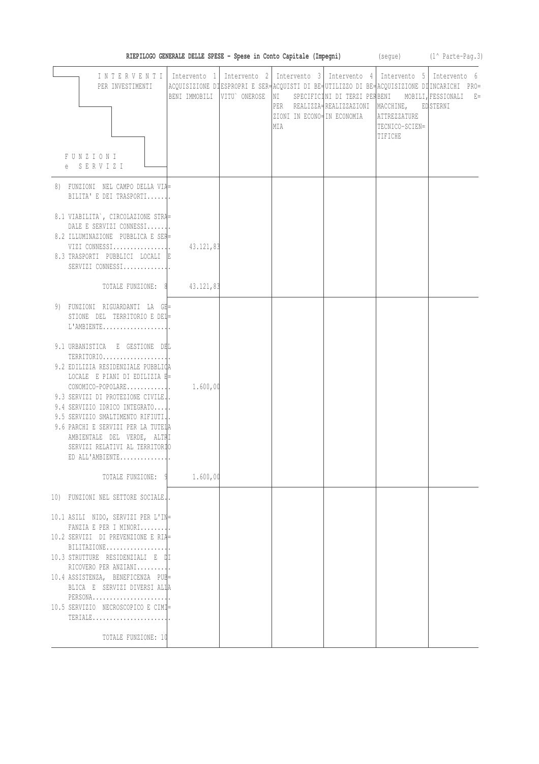**RIEPILOGO GENERALE DELLE SPESE - Spese in Conto Capitale (Impegni)** (segue) (1^ Parte-Pag.3)

| INTERVENTI PER INVESTIMENTI / FUNZIONI e SERVIZI | Intervento 1 ACQUISIZIONE DI BENI IMMOBILI | Intervento 2 ESPROPRI E SERVITU` ONEROSE | Intervento 3 ACQUISTI DI BENI PER REALIZZAZIONI IN ECONOMIA | Intervento 4 UTILIZZO DI BENI DI TERZI PER REALIZZAZIONI IN ECONOMIA | Intervento 5 ACQUISIZIONE DI BENI MOBILI, MACCHINE, ATTREZZATURE TECNICO-SCIENTIFICHE | Intervento 6 INCARICHI PROFESSIONALI ESTERNI |
|---|---|---|---|---|---|---|
| 8) FUNZIONI NEL CAMPO DELLA VIABILITA' E DEI TRASPORTI....... | | | | | | |
| 8.1 VIABILITA`, CIRCOLAZIONE STRADALE E SERVIZI CONNESSI....... | | | | | | |
| 8.2 ILLUMINAZIONE PUBBLICA E SERVIZI CONNESSI................. | 43.121,83 | | | | | |
| 8.3 TRASPORTI PUBBLICI LOCALI E SERVIZI CONNESSI.............. | | | | | | |
| TOTALE FUNZIONE: 8 | 43.121,83 | | | | | |
| 9) FUNZIONI RIGUARDANTI LA GESTIONE DEL TERRITORIO E DELL'AMBIENTE.................... | | | | | | |
| 9.1 URBANISTICA E GESTIONE DEL TERRITORIO.................... | | | | | | |
| 9.2 EDILIZIA RESIDENZIALE PUBBLICA LOCALE E PIANI DI EDILIZIA ECONOMICO-POPOLARE............ | 1.600,00 | | | | | |
| 9.3 SERVIZI DI PROTEZIONE CIVILE.. | | | | | | |
| 9.4 SERVIZIO IDRICO INTEGRATO..... | | | | | | |
| 9.5 SERVIZIO SMALTIMENTO RIFIUTI.. | | | | | | |
| 9.6 PARCHI E SERVIZI PER LA TUTELA AMBIENTALE DEL VERDE, ALTRI SERVIZI RELATIVI AL TERRITORIO ED ALL'AMBIENTE............... | | | | | | |
| TOTALE FUNZIONE: 9 | 1.600,00 | | | | | |
| 10) FUNZIONI NEL SETTORE SOCIALE.. | | | | | | |
| 10.1 ASILI NIDO, SERVIZI PER L'INFANZIA E PER I MINORI......... | | | | | | |
| 10.2 SERVIZI DI PREVENZIONE E RIABILITAZIONE.................. | | | | | | |
| 10.3 STRUTTURE RESIDENZIALI E DI RICOVERO PER ANZIANI.......... | | | | | | |
| 10.4 ASSISTENZA, BENEFICENZA PUBBLICA E SERVIZI DIVERSI ALLA PERSONA...................... | | | | | | |
| 10.5 SERVIZIO NECROSCOPICO E CIMITERIALE...................... | | | | | | |
| TOTALE FUNZIONE: 10 | | | | | | |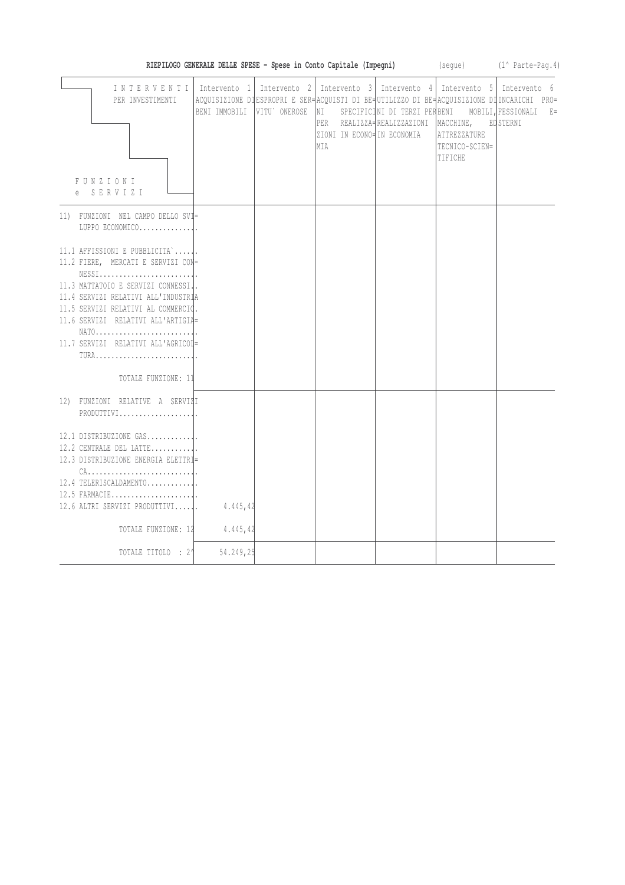**RIEPILOGO GENERALE DELLE SPESE - Spese in Conto Capitale (Impegni)** (segue) (1^ Parte-Pag.4)

| INTERVENTI PER INVESTIMENTI / FUNZIONI e SERVIZI | Intervento 1 ACQUISIZIONE DI BENI IMMOBILI | Intervento 2 ESPROPRI E SERVITU` ONEROSE | Intervento 3 ACQUISTI DI BENI SPECIFICI PER REALIZZAZIONI IN ECONOMIA | Intervento 4 UTILIZZO DI BENI DI TERZI PER REALIZZAZIONI IN ECONOMIA | Intervento 5 ACQUISIZIONE DI BENI MOBILI, MACCHINE, ATTREZZATURE TECNICO-SCIENTIFICHE | Intervento 6 INCARICHI PROFESSIONALI ESTERNI |
|---|---|---|---|---|---|---|
| 11) FUNZIONI NEL CAMPO DELLO SVILUPPO ECONOMICO.............. | | | | | | |
| 11.1 AFFISSIONI E PUBBLICITA`...... | | | | | | |
| 11.2 FIERE, MERCATI E SERVIZI CONNESSI........................ | | | | | | |
| 11.3 MATTATOIO E SERVIZI CONNESSI.. | | | | | | |
| 11.4 SERVIZI RELATIVI ALL'INDUSTRIA | | | | | | |
| 11.5 SERVIZI RELATIVI AL COMMERCIO. | | | | | | |
| 11.6 SERVIZI RELATIVI ALL'ARTIGIANATO......................... | | | | | | |
| 11.7 SERVIZI RELATIVI ALL'AGRICOLTURA......................... | | | | | | |
| TOTALE FUNZIONE: 11 | | | | | | |
| 12) FUNZIONI RELATIVE A SERVIZI PRODUTTIVI................... | | | | | | |
| 12.1 DISTRIBUZIONE GAS............ | | | | | | |
| 12.2 CENTRALE DEL LATTE........... | | | | | | |
| 12.3 DISTRIBUZIONE ENERGIA ELETTRICA........................... | | | | | | |
| 12.4 TELERISCALDAMENTO............ | | | | | | |
| 12.5 FARMACIE..................... | | | | | | |
| 12.6 ALTRI SERVIZI PRODUTTIVI...... | 4.445,42 | | | | | |
| TOTALE FUNZIONE: 12 | 4.445,42 | | | | | |
| TOTALE TITOLO : 2^ | 54.249,25 | | | | | |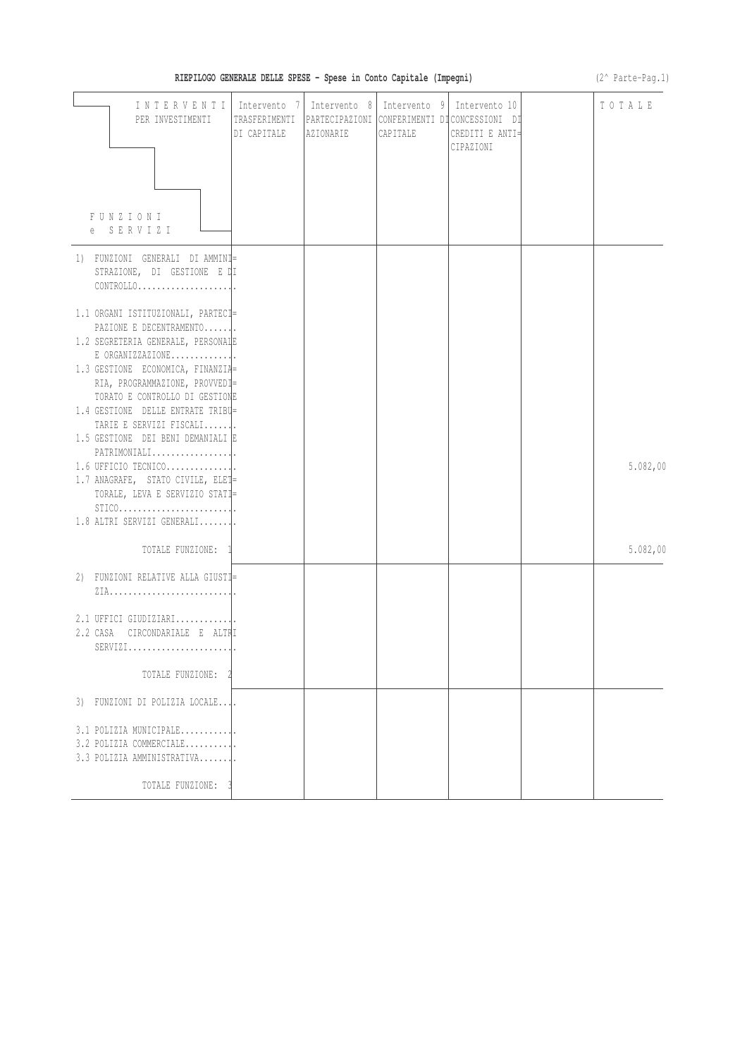**RIEPILOGO GENERALE DELLE SPESE - Spese in Conto Capitale (Impegni)** (2^ Parte-Pag.1)

| INTERVENTI PER INVESTIMENTI / FUNZIONI e SERVIZI | Intervento 7 TRASFERIMENTI DI CAPITALE | Intervento 8 PARTECIPAZIONI AZIONARIE | Intervento 9 CONFERIMENTI DI CAPITALE | Intervento 10 CONCESSIONI DI CREDITI E ANTICIPAZIONI | | TOTALE |
|---|---|---|---|---|---|---|
| 1) FUNZIONI GENERALI DI AMMINISTRAZIONE, DI GESTIONE E DI CONTROLLO.................... | | | | | | |
| 1.1 ORGANI ISTITUZIONALI, PARTECIPAZIONE E DECENTRAMENTO....... | | | | | | |
| 1.2 SEGRETERIA GENERALE, PERSONALE E ORGANIZZAZIONE............. | | | | | | |
| 1.3 GESTIONE ECONOMICA, FINANZIARIA, PROGRAMMAZIONE, PROVVEDITORATO E CONTROLLO DI GESTIONE | | | | | | |
| 1.4 GESTIONE DELLE ENTRATE TRIBUTARIE E SERVIZI FISCALI....... | | | | | | |
| 1.5 GESTIONE DEI BENI DEMANIALI E PATRIMONIALI................. | | | | | | |
| 1.6 UFFICIO TECNICO.............. | | | | | | 5.082,00 |
| 1.7 ANAGRAFE, STATO CIVILE, ELETTORALE, LEVA E SERVIZIO STATISTICO........................ | | | | | | |
| 1.8 ALTRI SERVIZI GENERALI........ | | | | | | |
| TOTALE FUNZIONE: 1 | | | | | | 5.082,00 |
| 2) FUNZIONI RELATIVE ALLA GIUSTIZIA.......................... | | | | | | |
| 2.1 UFFICI GIUDIZIARI............ | | | | | | |
| 2.2 CASA CIRCONDARIALE E ALTRI SERVIZI...................... | | | | | | |
| TOTALE FUNZIONE: 2 | | | | | | |
| 3) FUNZIONI DI POLIZIA LOCALE.... | | | | | | |
| 3.1 POLIZIA MUNICIPALE........... | | | | | | |
| 3.2 POLIZIA COMMERCIALE.......... | | | | | | |
| 3.3 POLIZIA AMMINISTRATIVA........ | | | | | | |
| TOTALE FUNZIONE: 3 | | | | | | |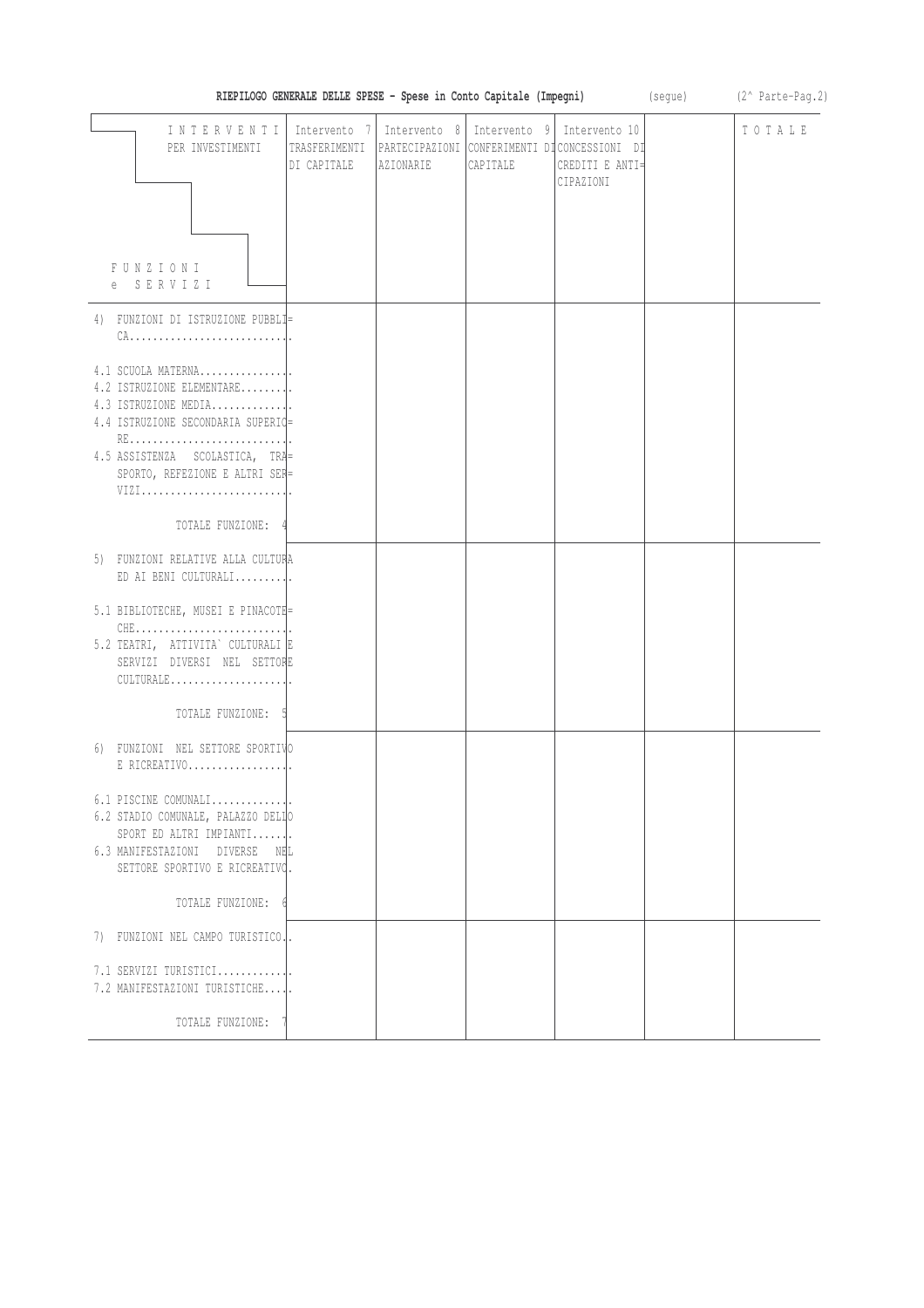**RIEPILOGO GENERALE DELLE SPESE - Spese in Conto Capitale (Impegni)** (segue) (2^ Parte-Pag.2)

| INTERVENTI PER INVESTIMENTI / FUNZIONI e SERVIZI | Intervento 7 TRASFERIMENTI DI CAPITALE | Intervento 8 PARTECIPAZIONI AZIONARIE | Intervento 9 CONFERIMENTI DI CAPITALE | Intervento 10 CONCESSIONI DI CREDITI E ANTI= CIPAZIONI | | TOTALE |
|---|---|---|---|---|---|---|
| 4) FUNZIONI DI ISTRUZIONE PUBBLI= CA........................... | | | | | | |
| 4.1 SCUOLA MATERNA................ | | | | | | |
| 4.2 ISTRUZIONE ELEMENTARE......... | | | | | | |
| 4.3 ISTRUZIONE MEDIA............. | | | | | | |
| 4.4 ISTRUZIONE SECONDARIA SUPERIO= RE........................... | | | | | | |
| 4.5 ASSISTENZA SCOLASTICA, TRA= SPORTO, REFEZIONE E ALTRI SER= VIZI......................... | | | | | | |
| TOTALE FUNZIONE: 4 | | | | | | |
| 5) FUNZIONI RELATIVE ALLA CULTURA ED AI BENI CULTURALI.......... | | | | | | |
| 5.1 BIBLIOTECHE, MUSEI E PINACOTE= CHE.......................... | | | | | | |
| 5.2 TEATRI, ATTIVITA' CULTURALI E SERVIZI DIVERSI NEL SETTORE CULTURALE..................... | | | | | | |
| TOTALE FUNZIONE: 5 | | | | | | |
| 6) FUNZIONI NEL SETTORE SPORTIVO E RICREATIVO.................. | | | | | | |
| 6.1 PISCINE COMUNALI............. | | | | | | |
| 6.2 STADIO COMUNALE, PALAZZO DELLO SPORT ED ALTRI IMPIANTI....... | | | | | | |
| 6.3 MANIFESTAZIONI DIVERSE NEL SETTORE SPORTIVO E RICREATIVO. | | | | | | |
| TOTALE FUNZIONE: 6 | | | | | | |
| 7) FUNZIONI NEL CAMPO TURISTICO.. | | | | | | |
| 7.1 SERVIZI TURISTICI............ | | | | | | |
| 7.2 MANIFESTAZIONI TURISTICHE..... | | | | | | |
| TOTALE FUNZIONE: 7 | | | | | | |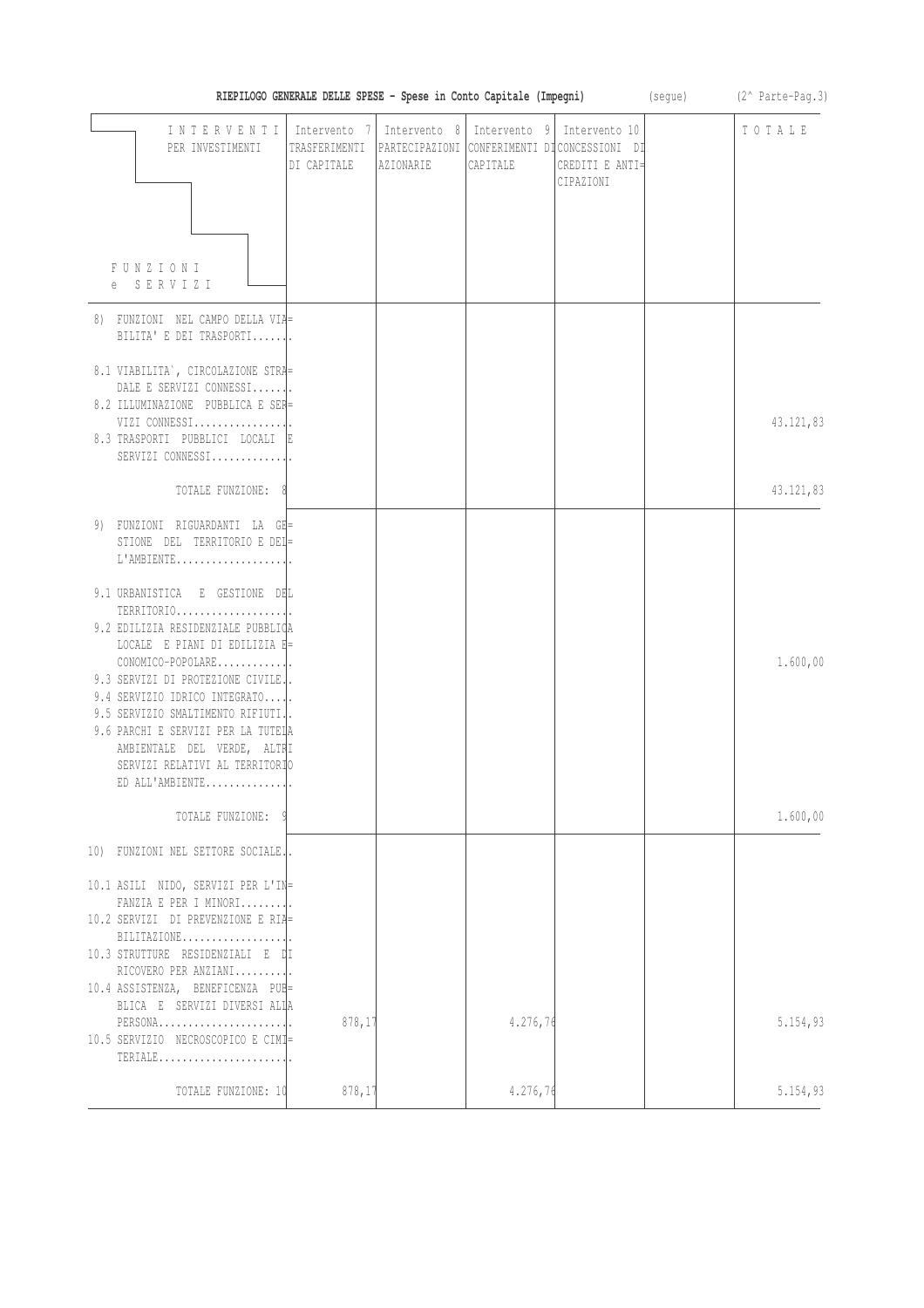**RIEPILOGO GENERALE DELLE SPESE - Spese in Conto Capitale (Impegni)** (segue) (2^ Parte-Pag.3)

| INTERVENTI PER INVESTIMENTI / FUNZIONI e SERVIZI | Intervento 7 TRASFERIMENTI DI CAPITALE | Intervento 8 PARTECIPAZIONI AZIONARIE | Intervento 9 CONFERIMENTI DI CAPITALE | Intervento 10 CONCESSIONI DI CREDITI E ANTICIPAZIONI | | TOTALE |
|---|---|---|---|---|---|---|
| 8) FUNZIONI NEL CAMPO DELLA VIABILITA' E DEI TRASPORTI....... | | | | | | |
| 8.1 VIABILITA`, CIRCOLAZIONE STRADALE E SERVIZI CONNESSI....... | | | | | | |
| 8.2 ILLUMINAZIONE PUBBLICA E SERVIZI CONNESSI................. | | | | | | 43.121,83 |
| 8.3 TRASPORTI PUBBLICI LOCALI E SERVIZI CONNESSI.............. | | | | | | |
| TOTALE FUNZIONE: 8 | | | | | | 43.121,83 |
| 9) FUNZIONI RIGUARDANTI LA GESTIONE DEL TERRITORIO E DELL'AMBIENTE.................... | | | | | | |
| 9.1 URBANISTICA E GESTIONE DEL TERRITORIO.................... | | | | | | |
| 9.2 EDILIZIA RESIDENZIALE PUBBLICA LOCALE E PIANI DI EDILIZIA ECONOMICO-POPOLARE............. | | | | | | 1.600,00 |
| 9.3 SERVIZI DI PROTEZIONE CIVILE.. | | | | | | |
| 9.4 SERVIZIO IDRICO INTEGRATO..... | | | | | | |
| 9.5 SERVIZIO SMALTIMENTO RIFIUTI.. | | | | | | |
| 9.6 PARCHI E SERVIZI PER LA TUTELA AMBIENTALE DEL VERDE, ALTRI SERVIZI RELATIVI AL TERRITORIO ED ALL'AMBIENTE............... | | | | | | |
| TOTALE FUNZIONE: 9 | | | | | | 1.600,00 |
| 10) FUNZIONI NEL SETTORE SOCIALE.. | | | | | | |
| 10.1 ASILI NIDO, SERVIZI PER L'INFANZIA E PER I MINORI......... | | | | | | |
| 10.2 SERVIZI DI PREVENZIONE E RIABILITAZIONE.................. | | | | | | |
| 10.3 STRUTTURE RESIDENZIALI E DI RICOVERO PER ANZIANI.......... | | | | | | |
| 10.4 ASSISTENZA, BENEFICENZA PUBBLICA E SERVIZI DIVERSI ALLA PERSONA...................... | 878,17 | | 4.276,76 | | | 5.154,93 |
| 10.5 SERVIZIO NECROSCOPICO E CIMITERIALE...................... | | | | | | |
| TOTALE FUNZIONE: 10 | 878,17 | | 4.276,76 | | | 5.154,93 |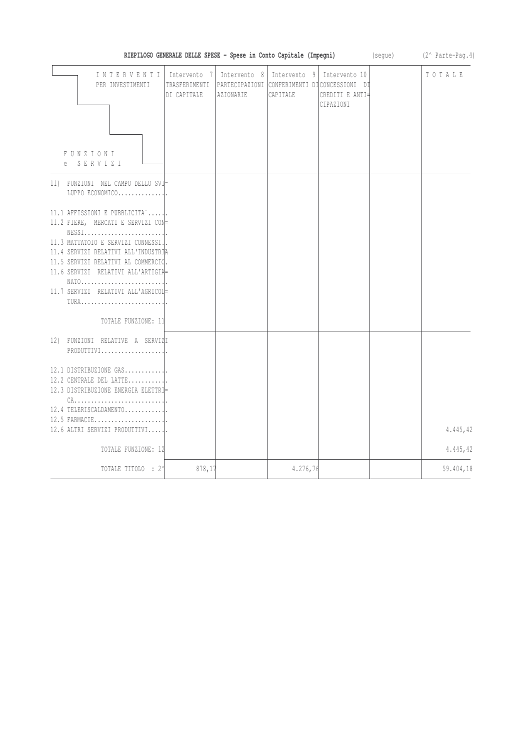**RIEPILOGO GENERALE DELLE SPESE - Spese in Conto Capitale (Impegni)** (segue) (2^ Parte-Pag.4)

| INTERVENTI PER INVESTIMENTI / FUNZIONI e SERVIZI | Intervento 7 TRASFERIMENTI DI CAPITALE | Intervento 8 PARTECIPAZIONI AZIONARIE | Intervento 9 CONFERIMENTI DI CAPITALE | Intervento 10 CONCESSIONI DI CREDITI E ANTICIPAZIONI | | TOTALE |
|---|---|---|---|---|---|---|
| 11) FUNZIONI NEL CAMPO DELLO SVILUPPO ECONOMICO.............. | | | | | | |
| 11.1 AFFISSIONI E PUBBLICITA`...... | | | | | | |
| 11.2 FIERE, MERCATI E SERVIZI CONNESSI........................ | | | | | | |
| 11.3 MATTATOIO E SERVIZI CONNESSI.. | | | | | | |
| 11.4 SERVIZI RELATIVI ALL'INDUSTRIA | | | | | | |
| 11.5 SERVIZI RELATIVI AL COMMERCIO. | | | | | | |
| 11.6 SERVIZI RELATIVI ALL'ARTIGIANATO......................... | | | | | | |
| 11.7 SERVIZI RELATIVI ALL'AGRICOLTURA......................... | | | | | | |
| TOTALE FUNZIONE: 11 | | | | | | |
| 12) FUNZIONI RELATIVE A SERVIZI PRODUTTIVI................... | | | | | | |
| 12.1 DISTRIBUZIONE GAS............ | | | | | | |
| 12.2 CENTRALE DEL LATTE........... | | | | | | |
| 12.3 DISTRIBUZIONE ENERGIA ELETTRICA........................... | | | | | | |
| 12.4 TELERISCALDAMENTO............ | | | | | | |
| 12.5 FARMACIE..................... | | | | | | |
| 12.6 ALTRI SERVIZI PRODUTTIVI...... | | | | | | 4.445,42 |
| TOTALE FUNZIONE: 12 | | | | | | 4.445,42 |
| TOTALE TITOLO : 2^ | 878,17 | | 4.276,76 | | | 59.404,18 |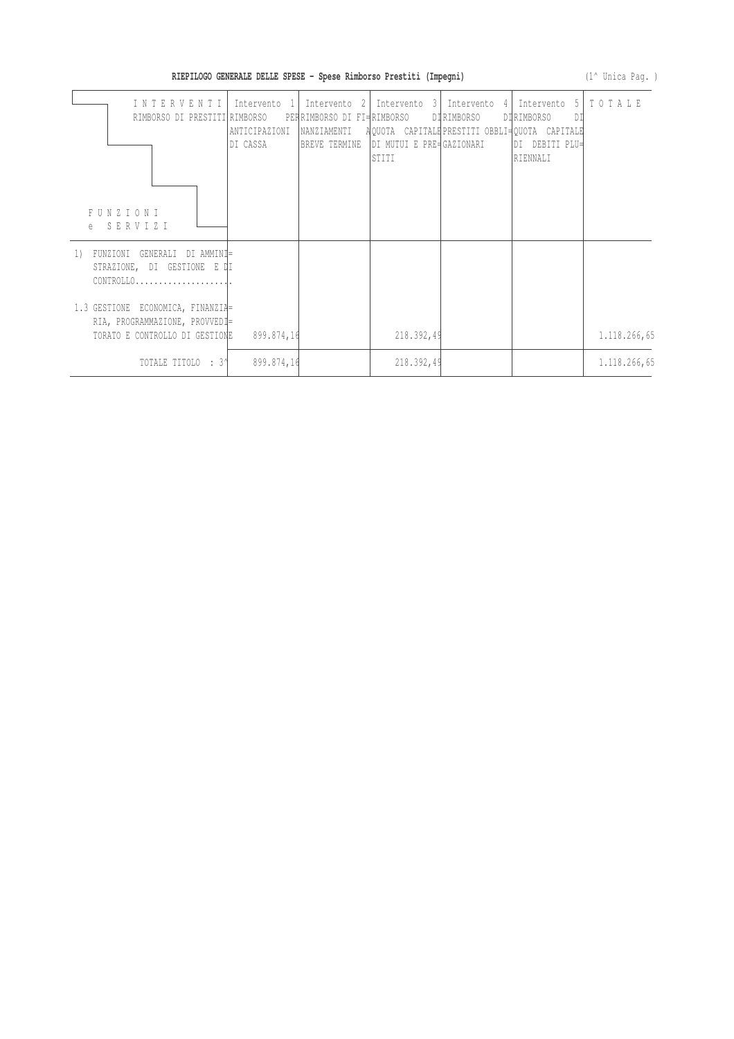**RIEPILOGO GENERALE DELLE SPESE - Spese Rimborso Prestiti (Impegni)**

(1^ Unica Pag. )

| INTERVENTI RIMBORSO DI PRESTITI / FUNZIONI e SERVIZI | Intervento 1 RIMBORSO PER ANTICIPAZIONI DI CASSA | Intervento 2 RIMBORSO DI FINANZIAMENTI A BREVE TERMINE | Intervento 3 RIMBORSO QUOTA CAPITALE DI MUTUI E PRESTITI | Intervento 4 RIMBORSO DI PRESTITI OBBLIGAZIONARI | Intervento 5 RIMBORSO DI QUOTA CAPITALE DI DEBITI PLURIENNALI | TOTALE |
|---|---|---|---|---|---|---|
| 1) FUNZIONI GENERALI DI AMMINISTRAZIONE, DI GESTIONE E DI CONTROLLO..................... | | | | | | |
| 1.3 GESTIONE ECONOMICA, FINANZIARIA, PROGRAMMAZIONE, PROVVEDITORATO E CONTROLLO DI GESTIONE | 899.874,16 | | 218.392,49 | | | 1.118.266,65 |
| TOTALE TITOLO : 3^ | 899.874,16 | | 218.392,49 | | | 1.118.266,65 |